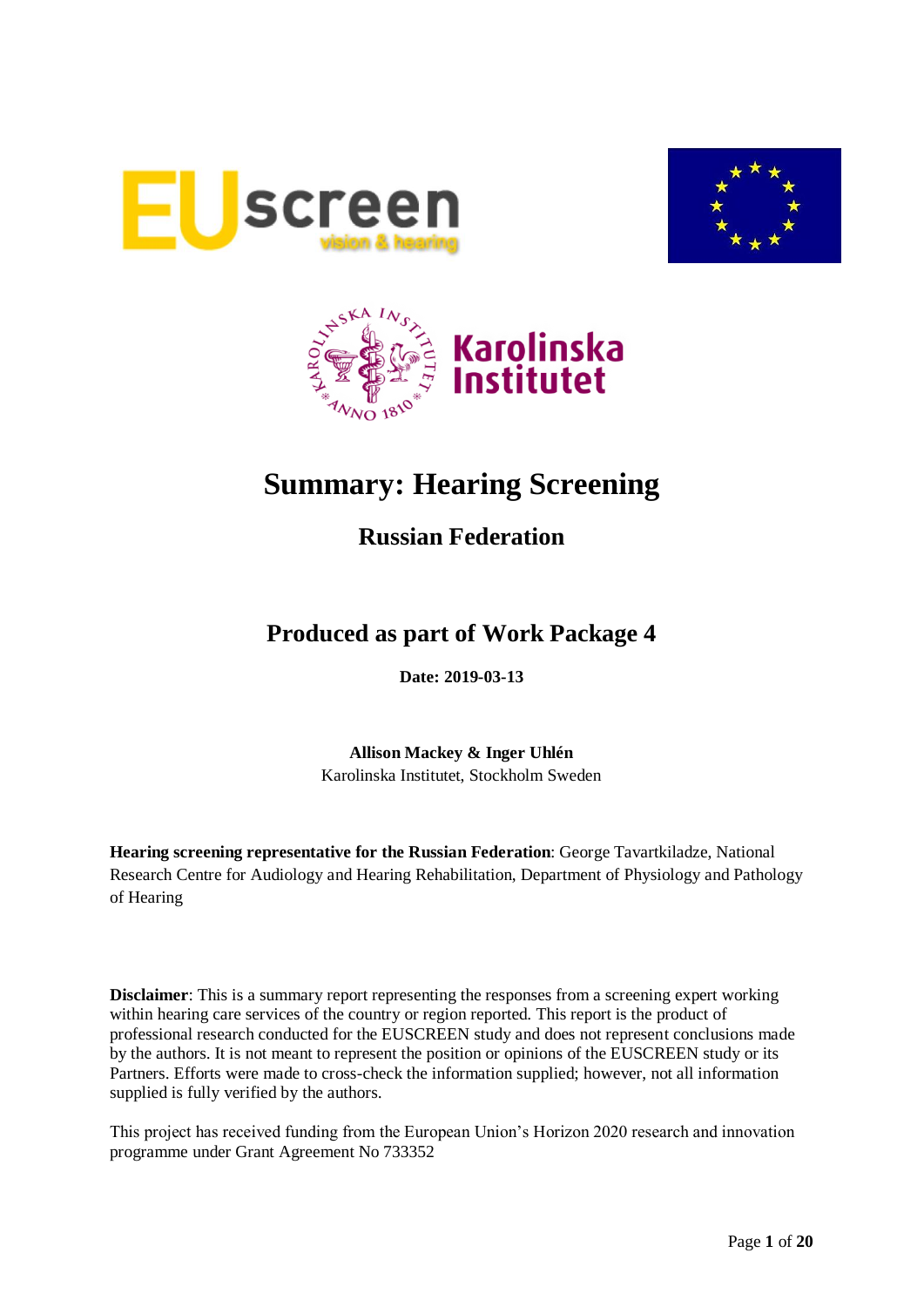# Summary: Hearing Screening

## Russian Federation

## Produced as part of Work Package 4

**Date: 2019-03-13**

**Allison Mackey & Inger Uhlén**
Karolinska Institutet, Stockholm Sweden

**Hearing screening representative for the Russian Federation**: George Tavartkiladze, National Research Centre for Audiology and Hearing Rehabilitation, Department of Physiology and Pathology of Hearing

**Disclaimer**: This is a summary report representing the responses from a screening expert working within hearing care services of the country or region reported. This report is the product of professional research conducted for the EUSCREEN study and does not represent conclusions made by the authors. It is not meant to represent the position or opinions of the EUSCREEN study or its Partners. Efforts were made to cross-check the information supplied; however, not all information supplied is fully verified by the authors.

This project has received funding from the European Union's Horizon 2020 research and innovation programme under Grant Agreement No 733352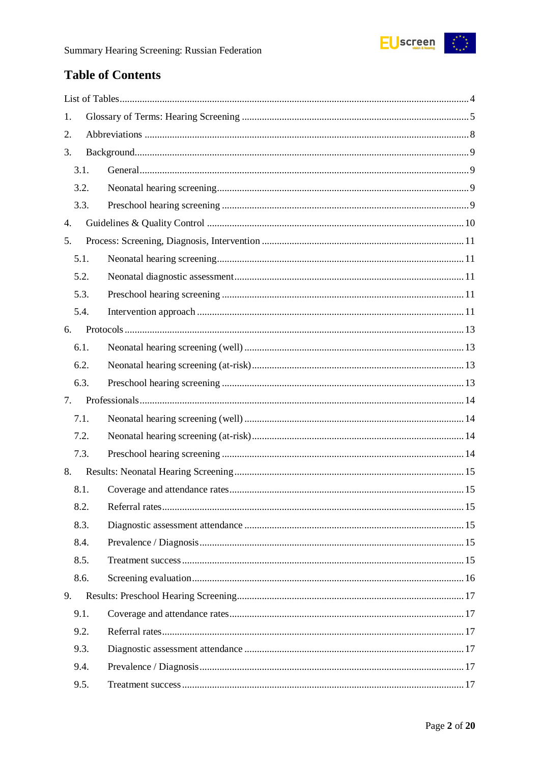## Table of Contents

List of Tables ..... 4

1. Glossary of Terms: Hearing Screening ..... 5
2. Abbreviations ..... 8
3. Background ..... 9
   - 3.1. General ..... 9
   - 3.2. Neonatal hearing screening ..... 9
   - 3.3. Preschool hearing screening ..... 9
4. Guidelines & Quality Control ..... 10
5. Process: Screening, Diagnosis, Intervention ..... 11
   - 5.1. Neonatal hearing screening ..... 11
   - 5.2. Neonatal diagnostic assessment ..... 11
   - 5.3. Preschool hearing screening ..... 11
   - 5.4. Intervention approach ..... 11
6. Protocols ..... 13
   - 6.1. Neonatal hearing screening (well) ..... 13
   - 6.2. Neonatal hearing screening (at-risk) ..... 13
   - 6.3. Preschool hearing screening ..... 13
7. Professionals ..... 14
   - 7.1. Neonatal hearing screening (well) ..... 14
   - 7.2. Neonatal hearing screening (at-risk) ..... 14
   - 7.3. Preschool hearing screening ..... 14
8. Results: Neonatal Hearing Screening ..... 15
   - 8.1. Coverage and attendance rates ..... 15
   - 8.2. Referral rates ..... 15
   - 8.3. Diagnostic assessment attendance ..... 15
   - 8.4. Prevalence / Diagnosis ..... 15
   - 8.5. Treatment success ..... 15
   - 8.6. Screening evaluation ..... 16
9. Results: Preschool Hearing Screening ..... 17
   - 9.1. Coverage and attendance rates ..... 17
   - 9.2. Referral rates ..... 17
   - 9.3. Diagnostic assessment attendance ..... 17
   - 9.4. Prevalence / Diagnosis ..... 17
   - 9.5. Treatment success ..... 17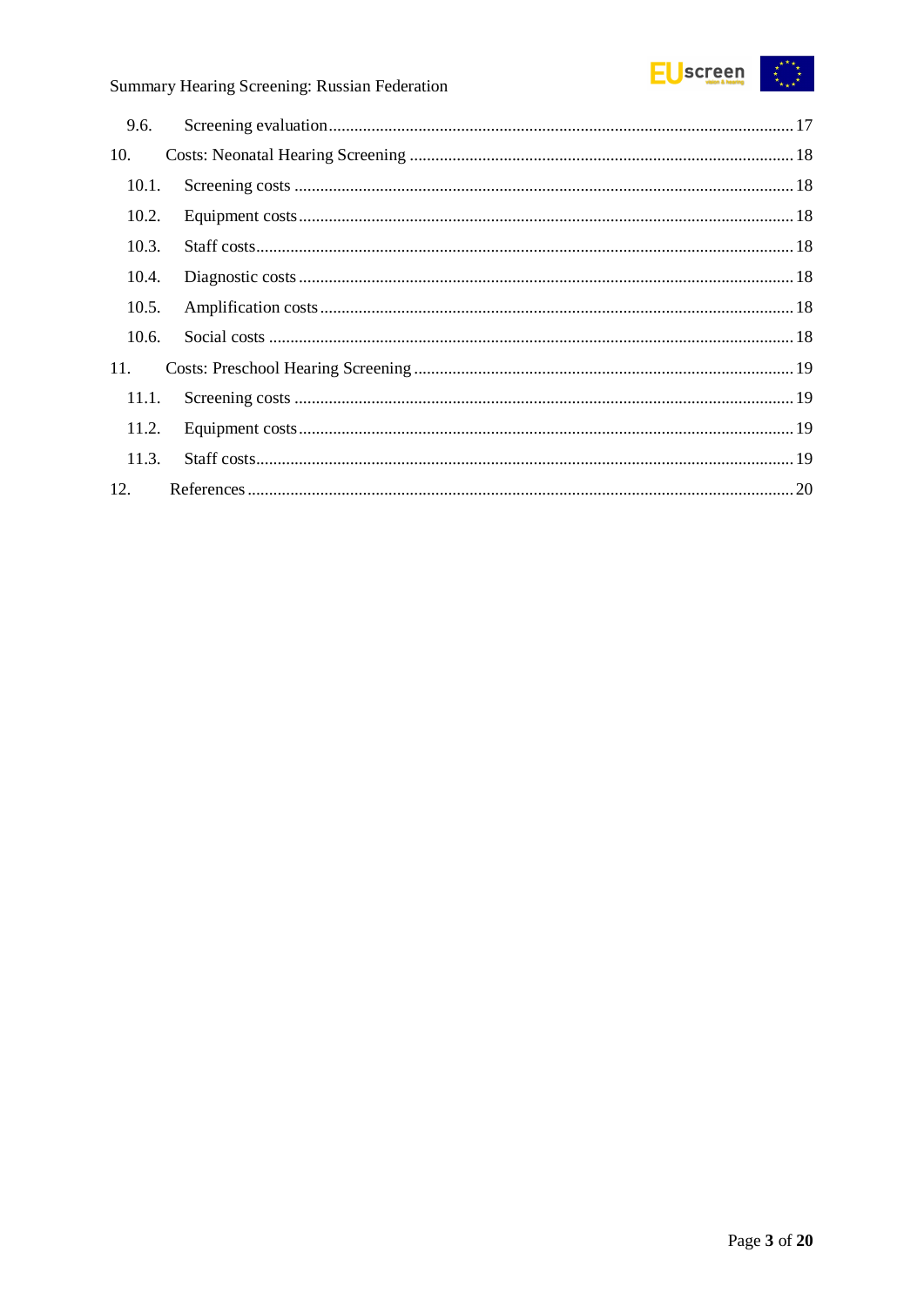- 9.6. Screening evaluation ........ 17
- 10. Costs: Neonatal Hearing Screening ........ 18
  - 10.1. Screening costs ........ 18
  - 10.2. Equipment costs ........ 18
  - 10.3. Staff costs ........ 18
  - 10.4. Diagnostic costs ........ 18
  - 10.5. Amplification costs ........ 18
  - 10.6. Social costs ........ 18
- 11. Costs: Preschool Hearing Screening ........ 19
  - 11.1. Screening costs ........ 19
  - 11.2. Equipment costs ........ 19
  - 11.3. Staff costs ........ 19
- 12. References ........ 20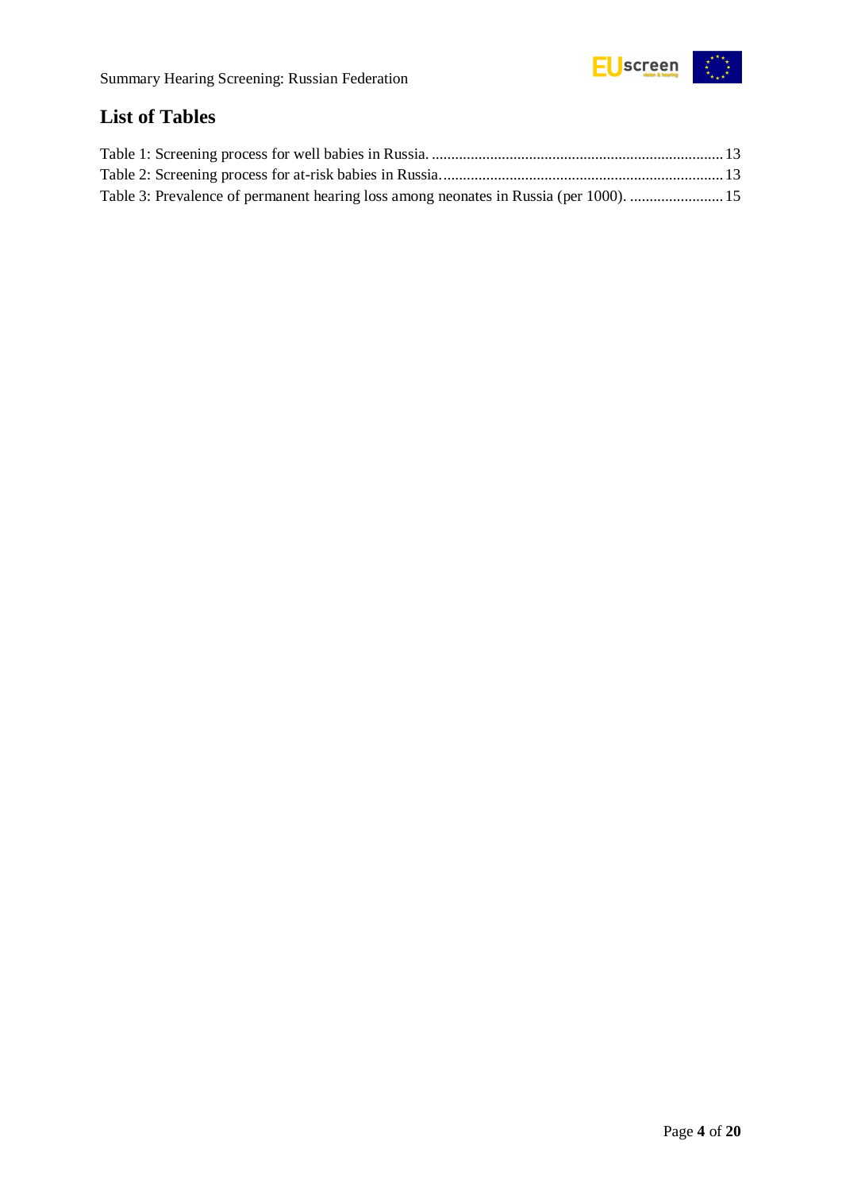## List of Tables

Table 1: Screening process for well babies in Russia. ........................................................................... 13
Table 2: Screening process for at-risk babies in Russia......................................................................... 13
Table 3: Prevalence of permanent hearing loss among neonates in Russia (per 1000). ......................... 15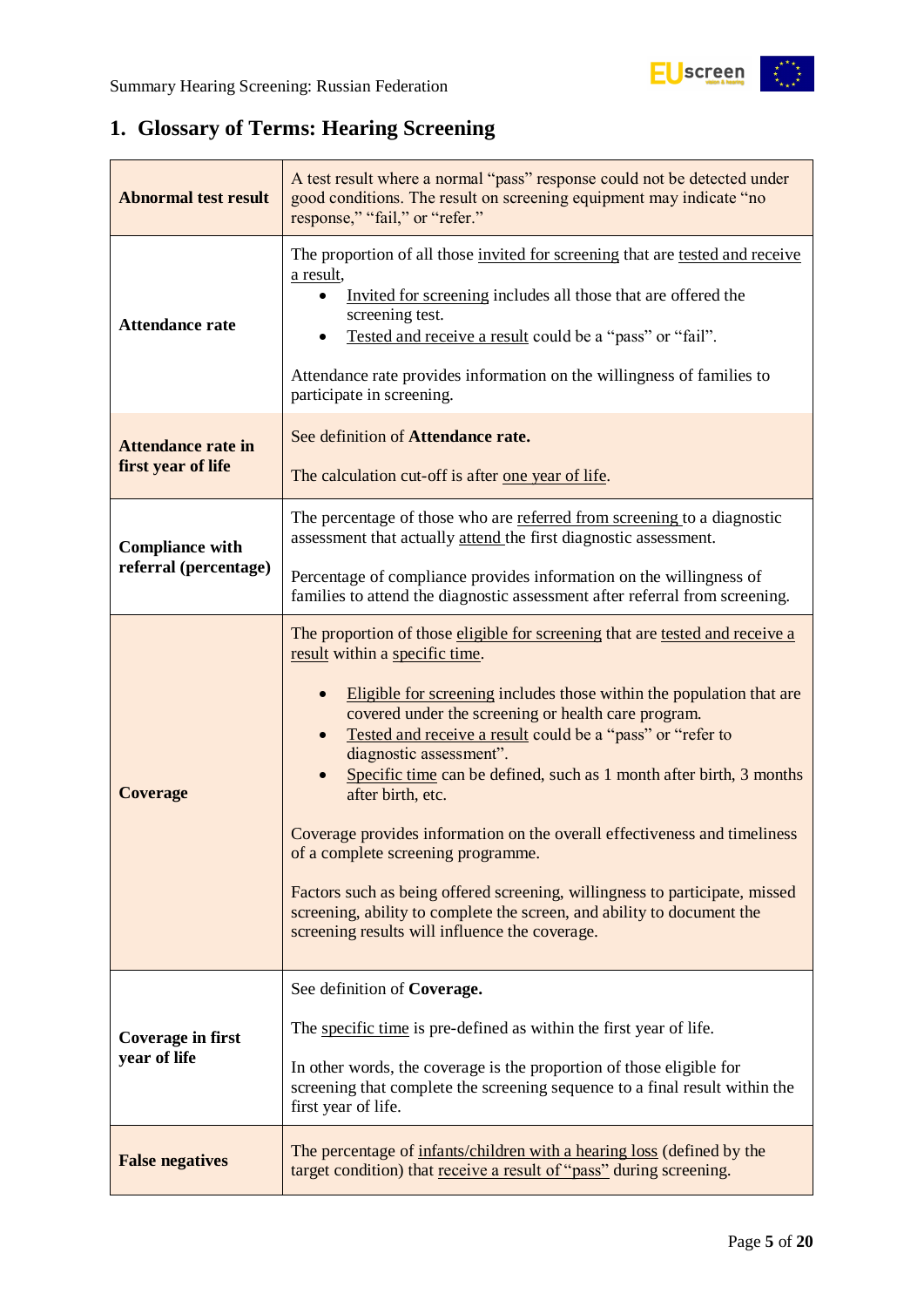# 1. Glossary of Terms: Hearing Screening

| | |
|---|---|
| **Abnormal test result** | A test result where a normal "pass" response could not be detected under good conditions. The result on screening equipment may indicate "no response," "fail," or "refer." |
| **Attendance rate** | The proportion of all those invited for screening that are tested and receive a result,<br>• Invited for screening includes all those that are offered the screening test.<br>• Tested and receive a result could be a "pass" or "fail".<br><br>Attendance rate provides information on the willingness of families to participate in screening. |
| **Attendance rate in first year of life** | See definition of **Attendance rate.**<br><br>The calculation cut-off is after one year of life. |
| **Compliance with referral (percentage)** | The percentage of those who are referred from screening to a diagnostic assessment that actually attend the first diagnostic assessment.<br><br>Percentage of compliance provides information on the willingness of families to attend the diagnostic assessment after referral from screening. |
| **Coverage** | The proportion of those eligible for screening that are tested and receive a result within a specific time.<br><br>• Eligible for screening includes those within the population that are covered under the screening or health care program.<br>• Tested and receive a result could be a "pass" or "refer to diagnostic assessment".<br>• Specific time can be defined, such as 1 month after birth, 3 months after birth, etc.<br><br>Coverage provides information on the overall effectiveness and timeliness of a complete screening programme.<br><br>Factors such as being offered screening, willingness to participate, missed screening, ability to complete the screen, and ability to document the screening results will influence the coverage. |
| **Coverage in first year of life** | See definition of **Coverage.**<br><br>The specific time is pre-defined as within the first year of life.<br><br>In other words, the coverage is the proportion of those eligible for screening that complete the screening sequence to a final result within the first year of life. |
| **False negatives** | The percentage of infants/children with a hearing loss (defined by the target condition) that receive a result of "pass" during screening. |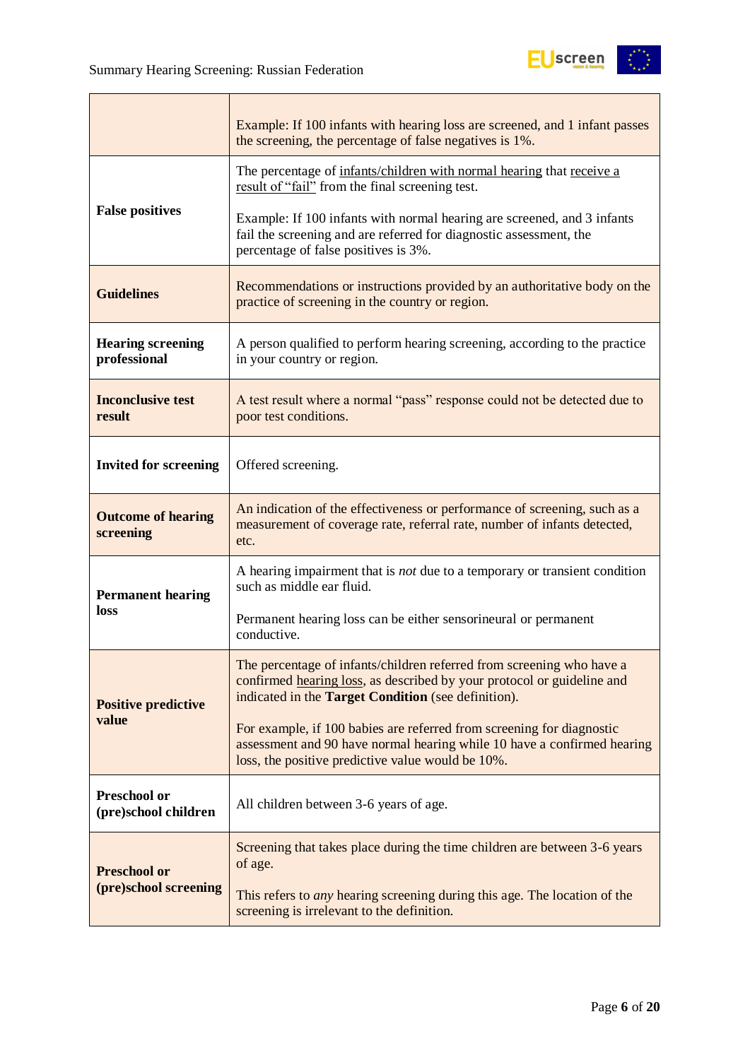| | |
|---|---|
| | Example: If 100 infants with hearing loss are screened, and 1 infant passes the screening, the percentage of false negatives is 1%. |
| **False positives** | The percentage of infants/children with normal hearing that receive a result of "fail" from the final screening test.<br><br>Example: If 100 infants with normal hearing are screened, and 3 infants fail the screening and are referred for diagnostic assessment, the percentage of false positives is 3%. |
| **Guidelines** | Recommendations or instructions provided by an authoritative body on the practice of screening in the country or region. |
| **Hearing screening professional** | A person qualified to perform hearing screening, according to the practice in your country or region. |
| **Inconclusive test result** | A test result where a normal "pass" response could not be detected due to poor test conditions. |
| **Invited for screening** | Offered screening. |
| **Outcome of hearing screening** | An indication of the effectiveness or performance of screening, such as a measurement of coverage rate, referral rate, number of infants detected, etc. |
| **Permanent hearing loss** | A hearing impairment that is *not* due to a temporary or transient condition such as middle ear fluid.<br><br>Permanent hearing loss can be either sensorineural or permanent conductive. |
| **Positive predictive value** | The percentage of infants/children referred from screening who have a confirmed hearing loss, as described by your protocol or guideline and indicated in the **Target Condition** (see definition).<br><br>For example, if 100 babies are referred from screening for diagnostic assessment and 90 have normal hearing while 10 have a confirmed hearing loss, the positive predictive value would be 10%. |
| **Preschool or (pre)school children** | All children between 3-6 years of age. |
| **Preschool or (pre)school screening** | Screening that takes place during the time children are between 3-6 years of age.<br><br>This refers to *any* hearing screening during this age. The location of the screening is irrelevant to the definition. |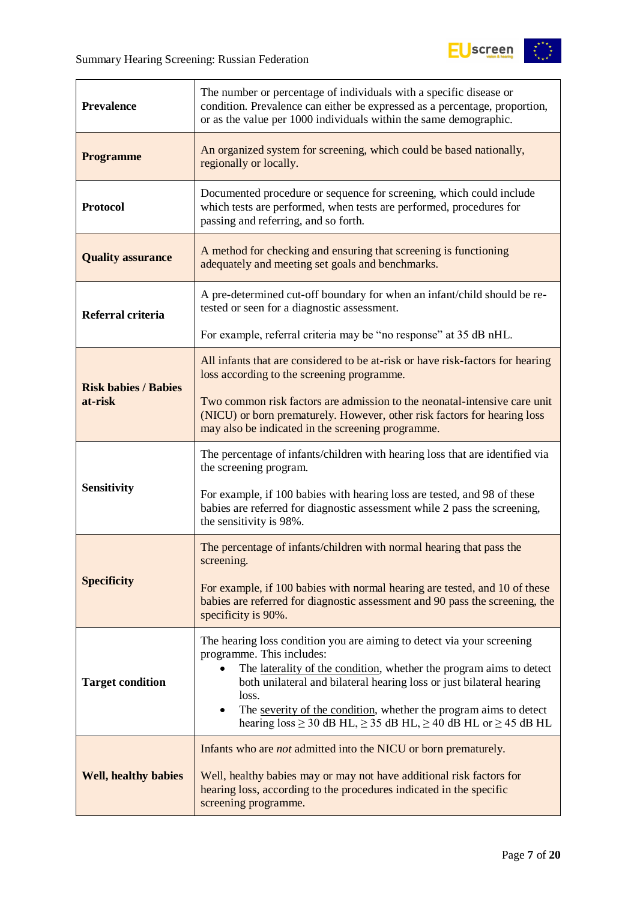| | |
|---|---|
| **Prevalence** | The number or percentage of individuals with a specific disease or condition. Prevalence can either be expressed as a percentage, proportion, or as the value per 1000 individuals within the same demographic. |
| **Programme** | An organized system for screening, which could be based nationally, regionally or locally. |
| **Protocol** | Documented procedure or sequence for screening, which could include which tests are performed, when tests are performed, procedures for passing and referring, and so forth. |
| **Quality assurance** | A method for checking and ensuring that screening is functioning adequately and meeting set goals and benchmarks. |
| **Referral criteria** | A pre-determined cut-off boundary for when an infant/child should be re-tested or seen for a diagnostic assessment.<br><br>For example, referral criteria may be "no response" at 35 dB nHL. |
| **Risk babies / Babies at-risk** | All infants that are considered to be at-risk or have risk-factors for hearing loss according to the screening programme.<br><br>Two common risk factors are admission to the neonatal-intensive care unit (NICU) or born prematurely. However, other risk factors for hearing loss may also be indicated in the screening programme. |
| **Sensitivity** | The percentage of infants/children with hearing loss that are identified via the screening program.<br><br>For example, if 100 babies with hearing loss are tested, and 98 of these babies are referred for diagnostic assessment while 2 pass the screening, the sensitivity is 98%. |
| **Specificity** | The percentage of infants/children with normal hearing that pass the screening.<br><br>For example, if 100 babies with normal hearing are tested, and 10 of these babies are referred for diagnostic assessment and 90 pass the screening, the specificity is 90%. |
| **Target condition** | The hearing loss condition you are aiming to detect via your screening programme. This includes:<br>• The laterality of the condition, whether the program aims to detect both unilateral and bilateral hearing loss or just bilateral hearing loss.<br>• The severity of the condition, whether the program aims to detect hearing loss ≥ 30 dB HL, ≥ 35 dB HL, ≥ 40 dB HL or ≥ 45 dB HL |
| **Well, healthy babies** | Infants who are *not* admitted into the NICU or born prematurely.<br><br>Well, healthy babies may or may not have additional risk factors for hearing loss, according to the procedures indicated in the specific screening programme. |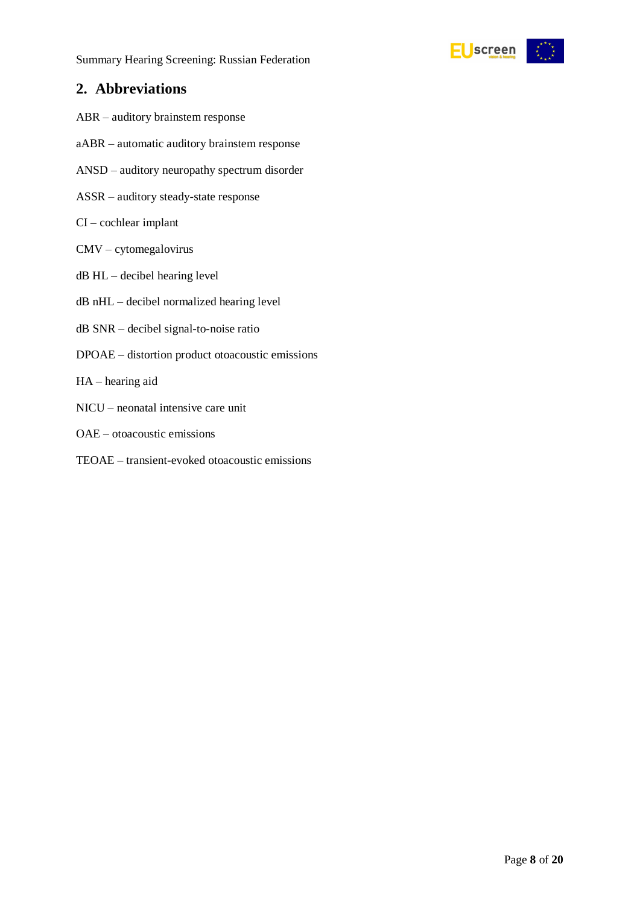## 2. Abbreviations

ABR – auditory brainstem response

aABR – automatic auditory brainstem response

ANSD – auditory neuropathy spectrum disorder

ASSR – auditory steady-state response

CI – cochlear implant

CMV – cytomegalovirus

dB HL – decibel hearing level

dB nHL – decibel normalized hearing level

dB SNR – decibel signal-to-noise ratio

DPOAE – distortion product otoacoustic emissions

HA – hearing aid

NICU – neonatal intensive care unit

OAE – otoacoustic emissions

TEOAE – transient-evoked otoacoustic emissions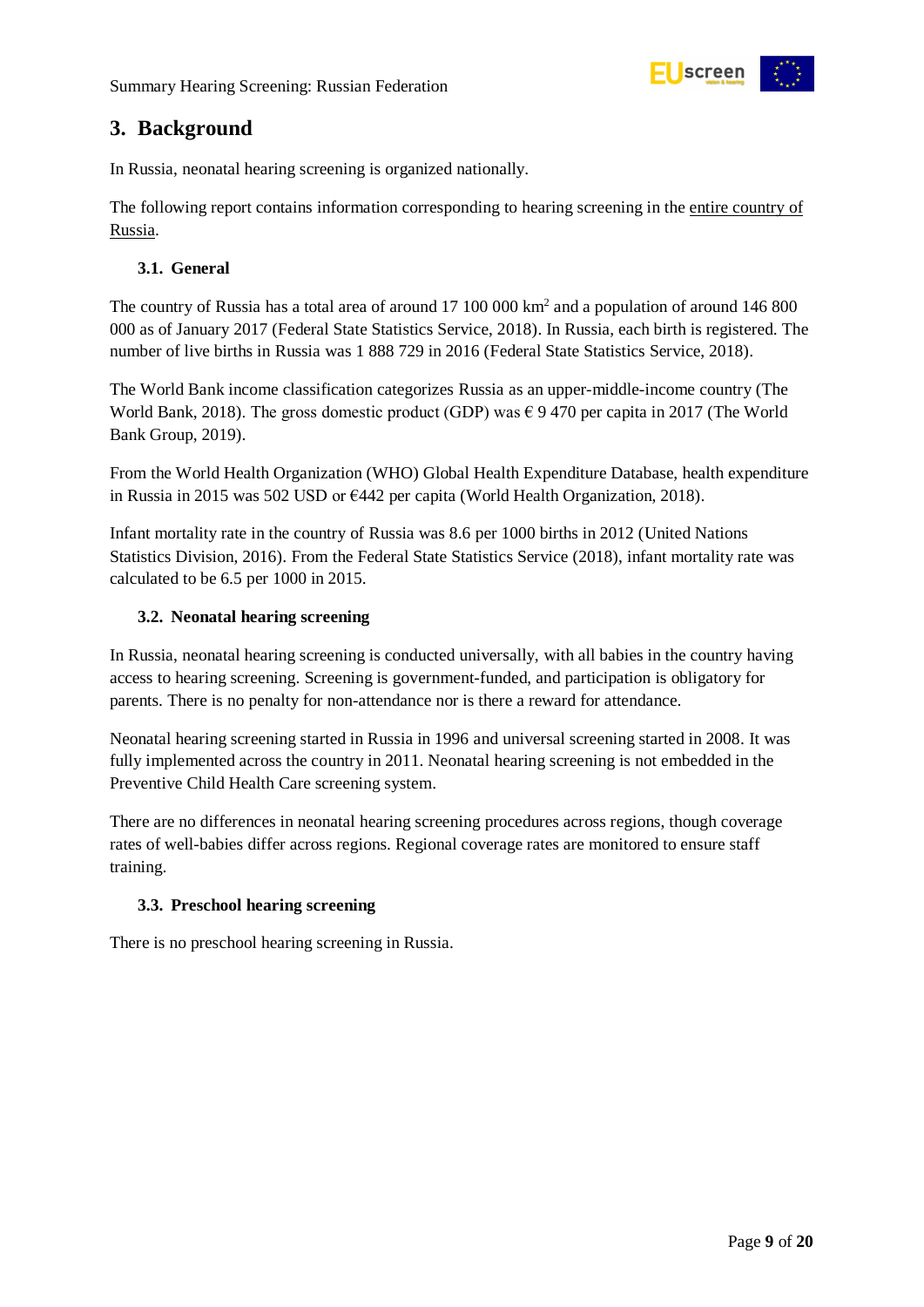# 3. Background

In Russia, neonatal hearing screening is organized nationally.

The following report contains information corresponding to hearing screening in the entire country of Russia.

## 3.1. General

The country of Russia has a total area of around 17 100 000 km$^2$ and a population of around 146 800 000 as of January 2017 (Federal State Statistics Service, 2018). In Russia, each birth is registered. The number of live births in Russia was 1 888 729 in 2016 (Federal State Statistics Service, 2018).

The World Bank income classification categorizes Russia as an upper-middle-income country (The World Bank, 2018). The gross domestic product (GDP) was € 9 470 per capita in 2017 (The World Bank Group, 2019).

From the World Health Organization (WHO) Global Health Expenditure Database, health expenditure in Russia in 2015 was 502 USD or €442 per capita (World Health Organization, 2018).

Infant mortality rate in the country of Russia was 8.6 per 1000 births in 2012 (United Nations Statistics Division, 2016). From the Federal State Statistics Service (2018), infant mortality rate was calculated to be 6.5 per 1000 in 2015.

## 3.2. Neonatal hearing screening

In Russia, neonatal hearing screening is conducted universally, with all babies in the country having access to hearing screening. Screening is government-funded, and participation is obligatory for parents. There is no penalty for non-attendance nor is there a reward for attendance.

Neonatal hearing screening started in Russia in 1996 and universal screening started in 2008. It was fully implemented across the country in 2011. Neonatal hearing screening is not embedded in the Preventive Child Health Care screening system.

There are no differences in neonatal hearing screening procedures across regions, though coverage rates of well-babies differ across regions. Regional coverage rates are monitored to ensure staff training.

## 3.3. Preschool hearing screening

There is no preschool hearing screening in Russia.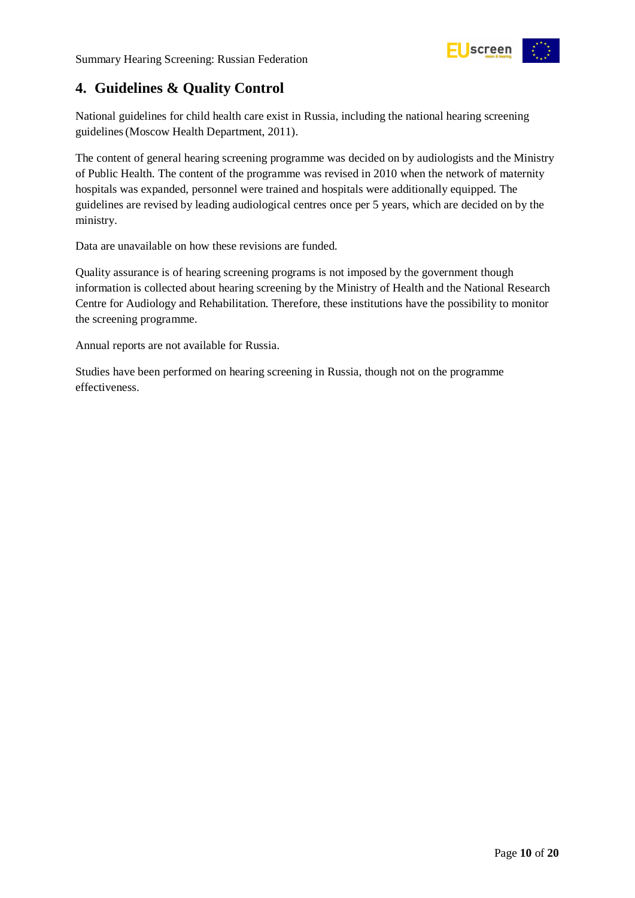## 4. Guidelines & Quality Control

National guidelines for child health care exist in Russia, including the national hearing screening guidelines (Moscow Health Department, 2011).

The content of general hearing screening programme was decided on by audiologists and the Ministry of Public Health. The content of the programme was revised in 2010 when the network of maternity hospitals was expanded, personnel were trained and hospitals were additionally equipped. The guidelines are revised by leading audiological centres once per 5 years, which are decided on by the ministry.

Data are unavailable on how these revisions are funded.

Quality assurance is of hearing screening programs is not imposed by the government though information is collected about hearing screening by the Ministry of Health and the National Research Centre for Audiology and Rehabilitation. Therefore, these institutions have the possibility to monitor the screening programme.

Annual reports are not available for Russia.

Studies have been performed on hearing screening in Russia, though not on the programme effectiveness.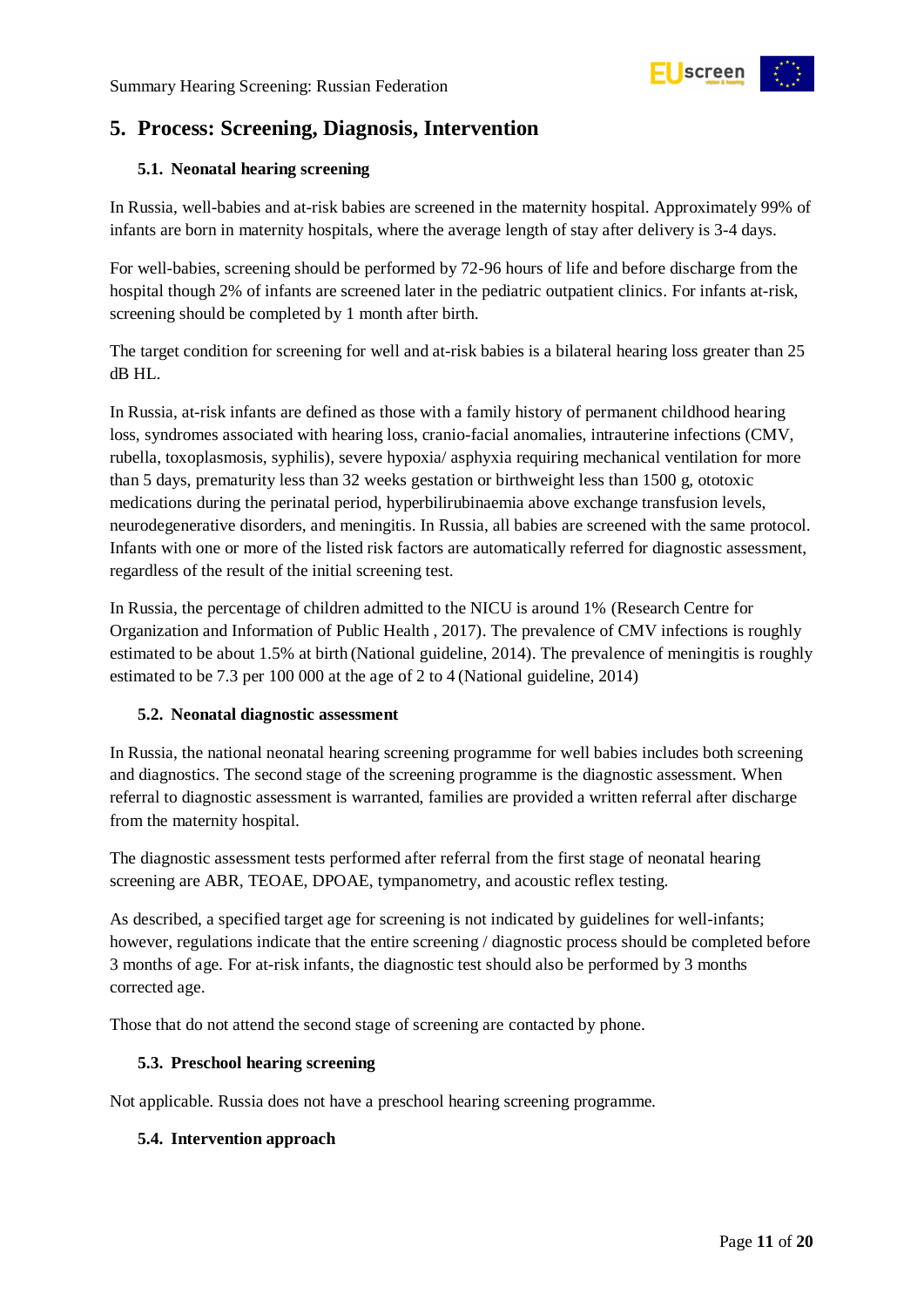## 5. Process: Screening, Diagnosis, Intervention

### 5.1. Neonatal hearing screening

In Russia, well-babies and at-risk babies are screened in the maternity hospital. Approximately 99% of infants are born in maternity hospitals, where the average length of stay after delivery is 3-4 days.

For well-babies, screening should be performed by 72-96 hours of life and before discharge from the hospital though 2% of infants are screened later in the pediatric outpatient clinics. For infants at-risk, screening should be completed by 1 month after birth.

The target condition for screening for well and at-risk babies is a bilateral hearing loss greater than 25 dB HL.

In Russia, at-risk infants are defined as those with a family history of permanent childhood hearing loss, syndromes associated with hearing loss, cranio-facial anomalies, intrauterine infections (CMV, rubella, toxoplasmosis, syphilis), severe hypoxia/ asphyxia requiring mechanical ventilation for more than 5 days, prematurity less than 32 weeks gestation or birthweight less than 1500 g, ototoxic medications during the perinatal period, hyperbilirubinaemia above exchange transfusion levels, neurodegenerative disorders, and meningitis. In Russia, all babies are screened with the same protocol. Infants with one or more of the listed risk factors are automatically referred for diagnostic assessment, regardless of the result of the initial screening test.

In Russia, the percentage of children admitted to the NICU is around 1% (Research Centre for Organization and Information of Public Health , 2017). The prevalence of CMV infections is roughly estimated to be about 1.5% at birth (National guideline, 2014). The prevalence of meningitis is roughly estimated to be 7.3 per 100 000 at the age of 2 to 4 (National guideline, 2014)

### 5.2. Neonatal diagnostic assessment

In Russia, the national neonatal hearing screening programme for well babies includes both screening and diagnostics. The second stage of the screening programme is the diagnostic assessment. When referral to diagnostic assessment is warranted, families are provided a written referral after discharge from the maternity hospital.

The diagnostic assessment tests performed after referral from the first stage of neonatal hearing screening are ABR, TEOAE, DPOAE, tympanometry, and acoustic reflex testing.

As described, a specified target age for screening is not indicated by guidelines for well-infants; however, regulations indicate that the entire screening / diagnostic process should be completed before 3 months of age. For at-risk infants, the diagnostic test should also be performed by 3 months corrected age.

Those that do not attend the second stage of screening are contacted by phone.

### 5.3. Preschool hearing screening

Not applicable. Russia does not have a preschool hearing screening programme.

### 5.4. Intervention approach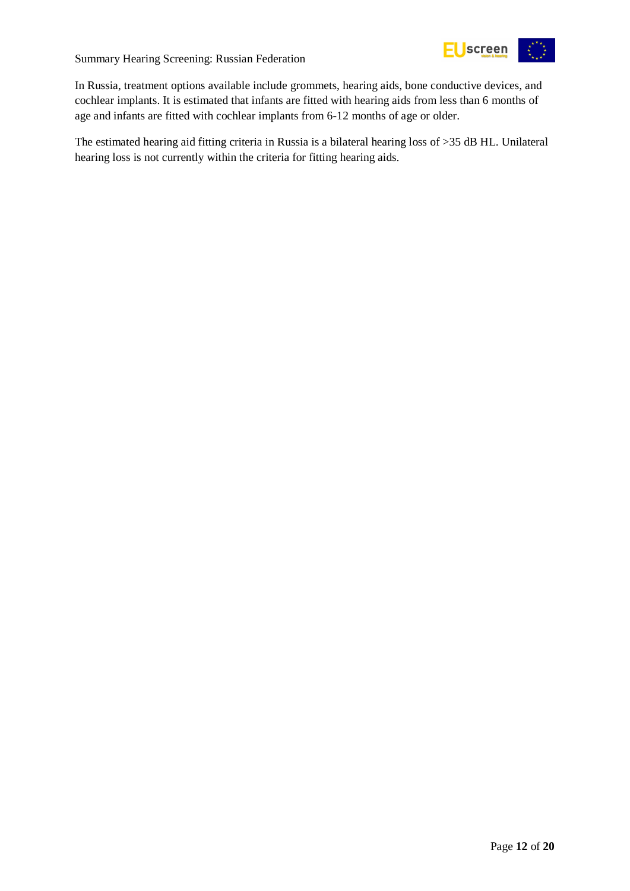In Russia, treatment options available include grommets, hearing aids, bone conductive devices, and cochlear implants. It is estimated that infants are fitted with hearing aids from less than 6 months of age and infants are fitted with cochlear implants from 6-12 months of age or older.

The estimated hearing aid fitting criteria in Russia is a bilateral hearing loss of >35 dB HL. Unilateral hearing loss is not currently within the criteria for fitting hearing aids.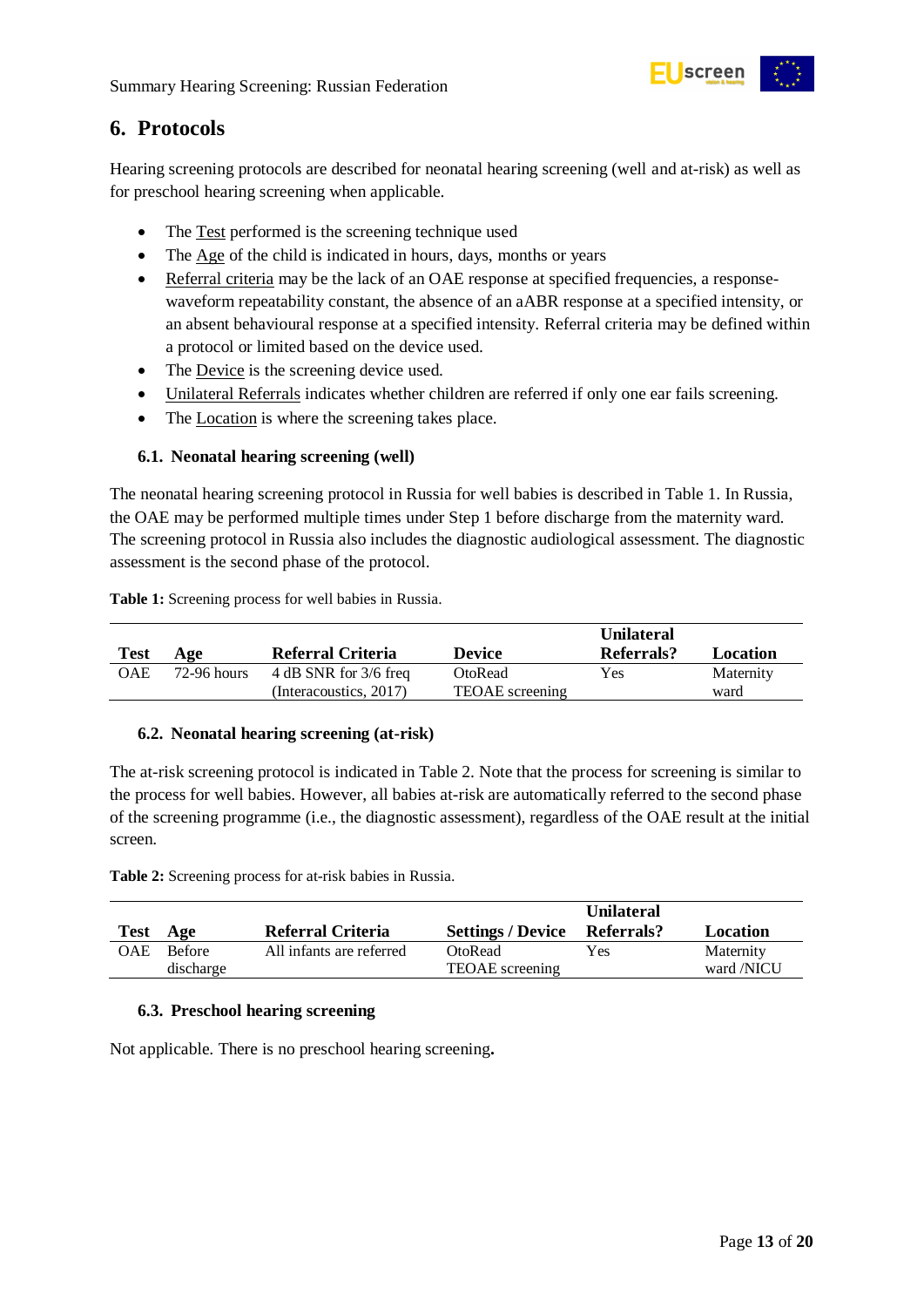## 6. Protocols

Hearing screening protocols are described for neonatal hearing screening (well and at-risk) as well as for preschool hearing screening when applicable.

- The Test performed is the screening technique used
- The Age of the child is indicated in hours, days, months or years
- Referral criteria may be the lack of an OAE response at specified frequencies, a response-waveform repeatability constant, the absence of an aABR response at a specified intensity, or an absent behavioural response at a specified intensity. Referral criteria may be defined within a protocol or limited based on the device used.
- The Device is the screening device used.
- Unilateral Referrals indicates whether children are referred if only one ear fails screening.
- The Location is where the screening takes place.

### 6.1. Neonatal hearing screening (well)

The neonatal hearing screening protocol in Russia for well babies is described in Table 1. In Russia, the OAE may be performed multiple times under Step 1 before discharge from the maternity ward. The screening protocol in Russia also includes the diagnostic audiological assessment. The diagnostic assessment is the second phase of the protocol.

**Table 1:** Screening process for well babies in Russia.

| Test | Age | Referral Criteria | Device | Unilateral Referrals? | Location |
|---|---|---|---|---|---|
| OAE | 72-96 hours | 4 dB SNR for 3/6 freq (Interacoustics, 2017) | OtoRead TEOAE screening | Yes | Maternity ward |

### 6.2. Neonatal hearing screening (at-risk)

The at-risk screening protocol is indicated in Table 2. Note that the process for screening is similar to the process for well babies. However, all babies at-risk are automatically referred to the second phase of the screening programme (i.e., the diagnostic assessment), regardless of the OAE result at the initial screen.

**Table 2:** Screening process for at-risk babies in Russia.

| Test | Age | Referral Criteria | Settings / Device | Unilateral Referrals? | Location |
|---|---|---|---|---|---|
| OAE | Before discharge | All infants are referred | OtoRead TEOAE screening | Yes | Maternity ward /NICU |

### 6.3. Preschool hearing screening

Not applicable. There is no preschool hearing screening**.**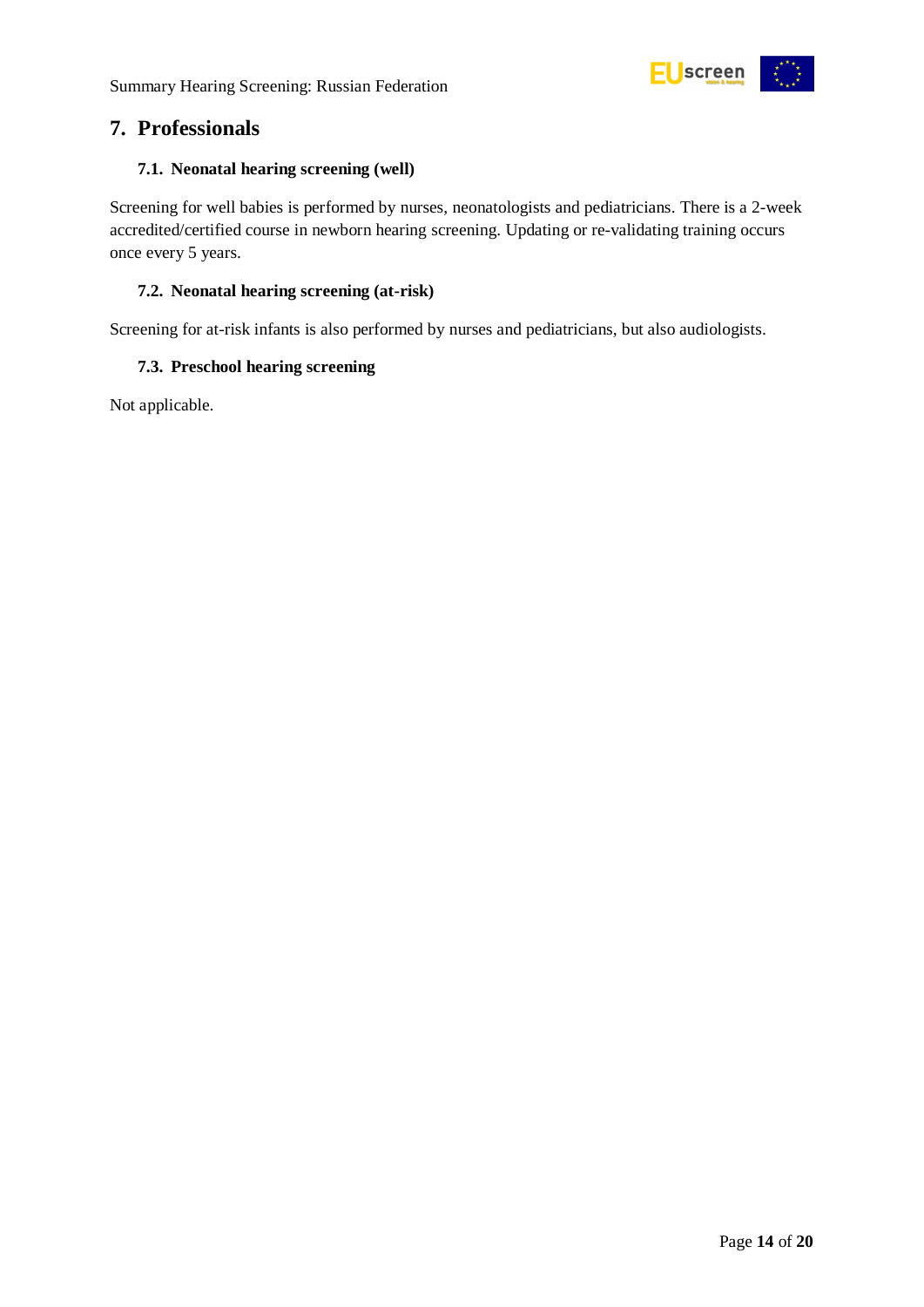## 7. Professionals

### 7.1. Neonatal hearing screening (well)

Screening for well babies is performed by nurses, neonatologists and pediatricians. There is a 2-week accredited/certified course in newborn hearing screening. Updating or re-validating training occurs once every 5 years.

### 7.2. Neonatal hearing screening (at-risk)

Screening for at-risk infants is also performed by nurses and pediatricians, but also audiologists.

### 7.3. Preschool hearing screening

Not applicable.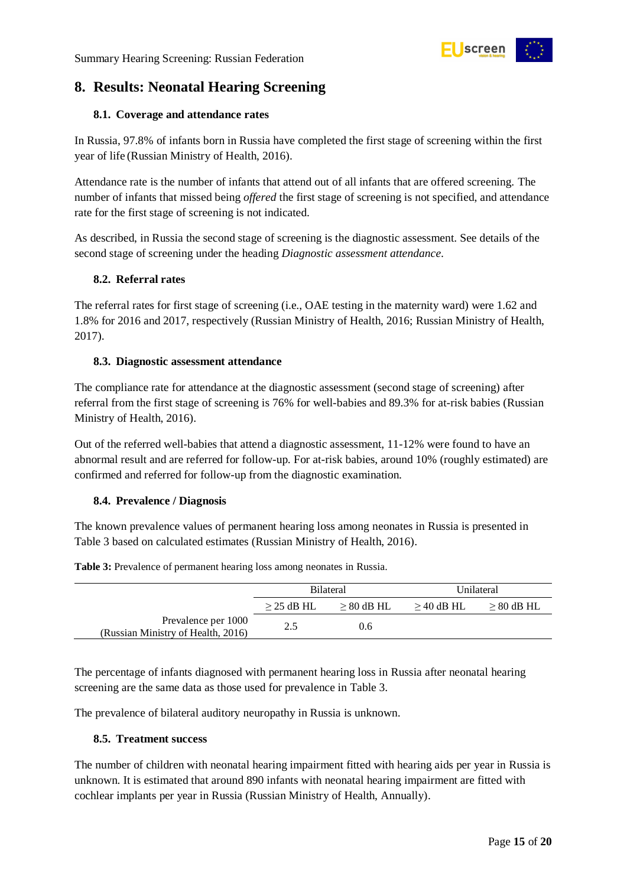# 8. Results: Neonatal Hearing Screening

## 8.1. Coverage and attendance rates

In Russia, 97.8% of infants born in Russia have completed the first stage of screening within the first year of life (Russian Ministry of Health, 2016).

Attendance rate is the number of infants that attend out of all infants that are offered screening. The number of infants that missed being *offered* the first stage of screening is not specified, and attendance rate for the first stage of screening is not indicated.

As described, in Russia the second stage of screening is the diagnostic assessment. See details of the second stage of screening under the heading *Diagnostic assessment attendance*.

## 8.2. Referral rates

The referral rates for first stage of screening (i.e., OAE testing in the maternity ward) were 1.62 and 1.8% for 2016 and 2017, respectively (Russian Ministry of Health, 2016; Russian Ministry of Health, 2017).

## 8.3. Diagnostic assessment attendance

The compliance rate for attendance at the diagnostic assessment (second stage of screening) after referral from the first stage of screening is 76% for well-babies and 89.3% for at-risk babies (Russian Ministry of Health, 2016).

Out of the referred well-babies that attend a diagnostic assessment, 11-12% were found to have an abnormal result and are referred for follow-up. For at-risk babies, around 10% (roughly estimated) are confirmed and referred for follow-up from the diagnostic examination.

## 8.4. Prevalence / Diagnosis

The known prevalence values of permanent hearing loss among neonates in Russia is presented in Table 3 based on calculated estimates (Russian Ministry of Health, 2016).

**Table 3:** Prevalence of permanent hearing loss among neonates in Russia.

| | Bilateral | | Unilateral | |
|---|---|---|---|---|
| | ≥ 25 dB HL | ≥ 80 dB HL | ≥ 40 dB HL | ≥ 80 dB HL |
| Prevalence per 1000 (Russian Ministry of Health, 2016) | 2.5 | 0.6 | | |

The percentage of infants diagnosed with permanent hearing loss in Russia after neonatal hearing screening are the same data as those used for prevalence in Table 3.

The prevalence of bilateral auditory neuropathy in Russia is unknown.

## 8.5. Treatment success

The number of children with neonatal hearing impairment fitted with hearing aids per year in Russia is unknown. It is estimated that around 890 infants with neonatal hearing impairment are fitted with cochlear implants per year in Russia (Russian Ministry of Health, Annually).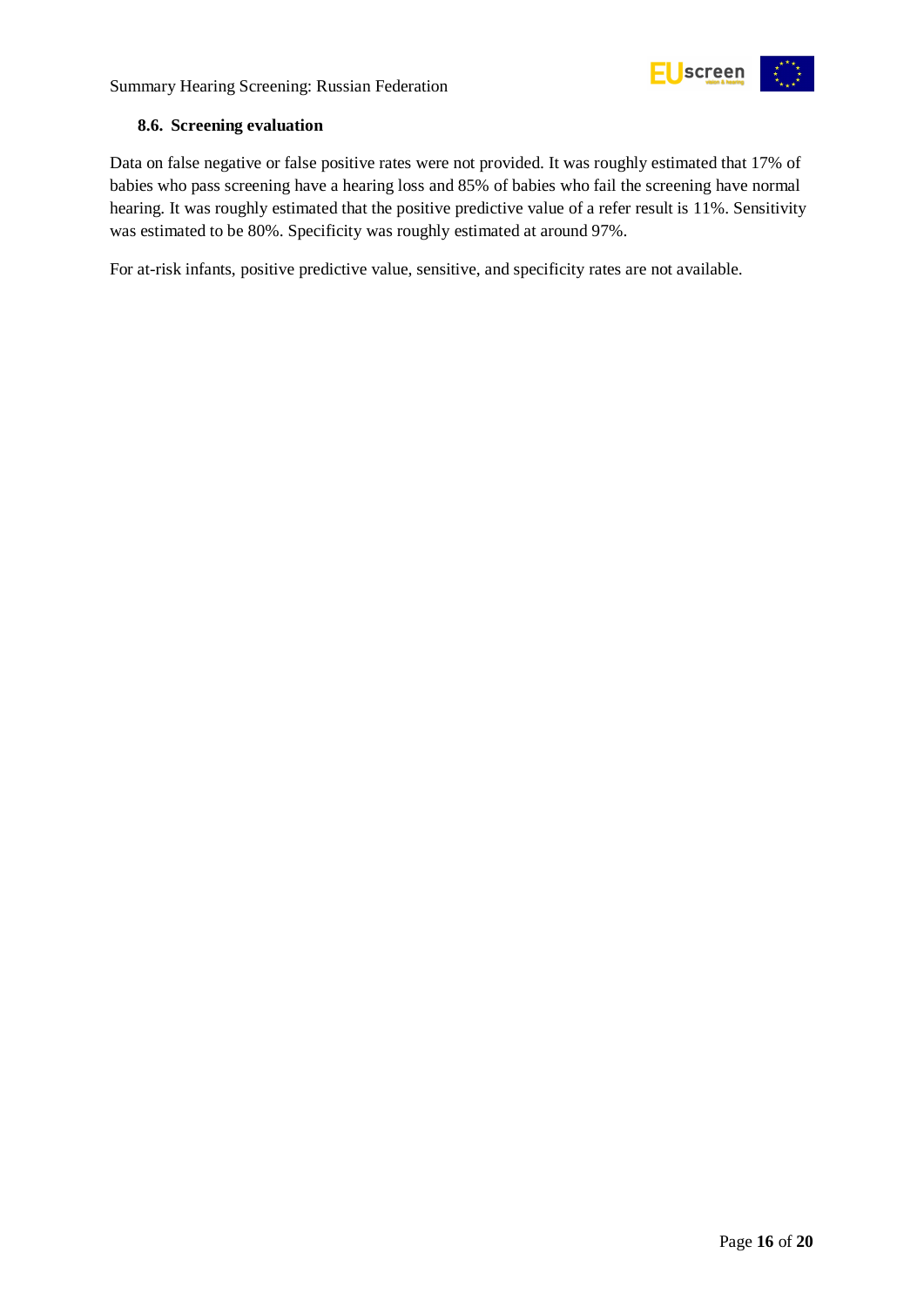### 8.6. Screening evaluation

Data on false negative or false positive rates were not provided. It was roughly estimated that 17% of babies who pass screening have a hearing loss and 85% of babies who fail the screening have normal hearing. It was roughly estimated that the positive predictive value of a refer result is 11%. Sensitivity was estimated to be 80%. Specificity was roughly estimated at around 97%.

For at-risk infants, positive predictive value, sensitive, and specificity rates are not available.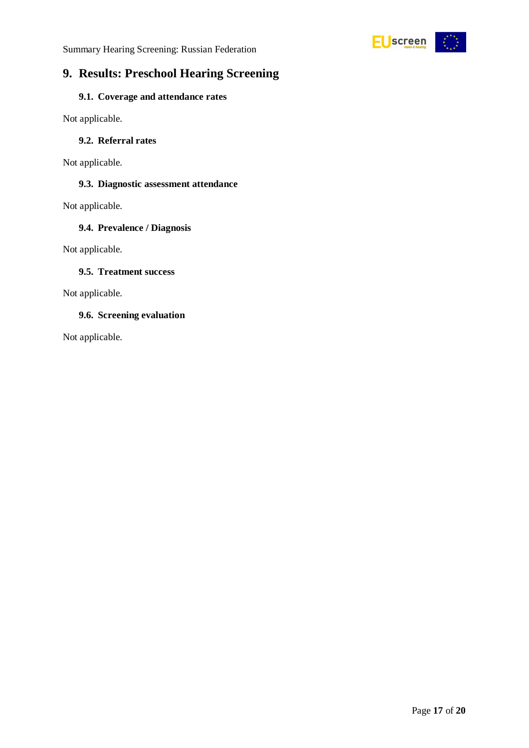# 9. Results: Preschool Hearing Screening

## 9.1. Coverage and attendance rates

Not applicable.

## 9.2. Referral rates

Not applicable.

## 9.3. Diagnostic assessment attendance

Not applicable.

## 9.4. Prevalence / Diagnosis

Not applicable.

## 9.5. Treatment success

Not applicable.

## 9.6. Screening evaluation

Not applicable.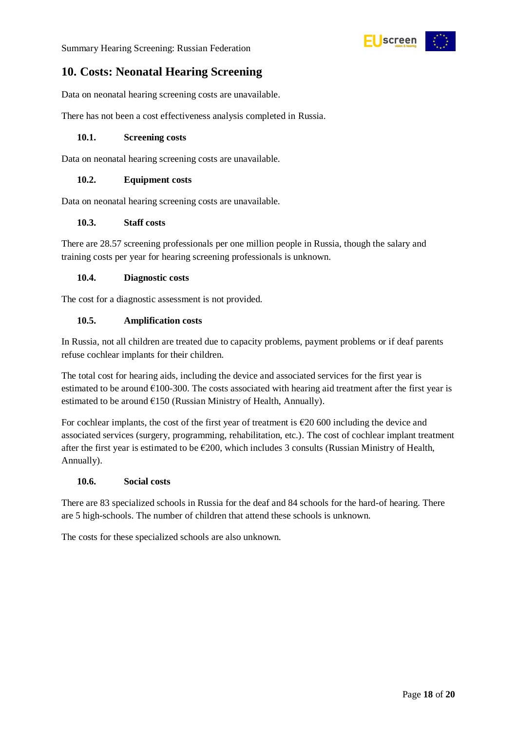## 10. Costs: Neonatal Hearing Screening

Data on neonatal hearing screening costs are unavailable.

There has not been a cost effectiveness analysis completed in Russia.

### 10.1. Screening costs

Data on neonatal hearing screening costs are unavailable.

### 10.2. Equipment costs

Data on neonatal hearing screening costs are unavailable.

### 10.3. Staff costs

There are 28.57 screening professionals per one million people in Russia, though the salary and training costs per year for hearing screening professionals is unknown.

### 10.4. Diagnostic costs

The cost for a diagnostic assessment is not provided.

### 10.5. Amplification costs

In Russia, not all children are treated due to capacity problems, payment problems or if deaf parents refuse cochlear implants for their children.

The total cost for hearing aids, including the device and associated services for the first year is estimated to be around €100-300. The costs associated with hearing aid treatment after the first year is estimated to be around €150 (Russian Ministry of Health, Annually).

For cochlear implants, the cost of the first year of treatment is €20 600 including the device and associated services (surgery, programming, rehabilitation, etc.). The cost of cochlear implant treatment after the first year is estimated to be €200, which includes 3 consults (Russian Ministry of Health, Annually).

### 10.6. Social costs

There are 83 specialized schools in Russia for the deaf and 84 schools for the hard-of hearing. There are 5 high-schools. The number of children that attend these schools is unknown.

The costs for these specialized schools are also unknown.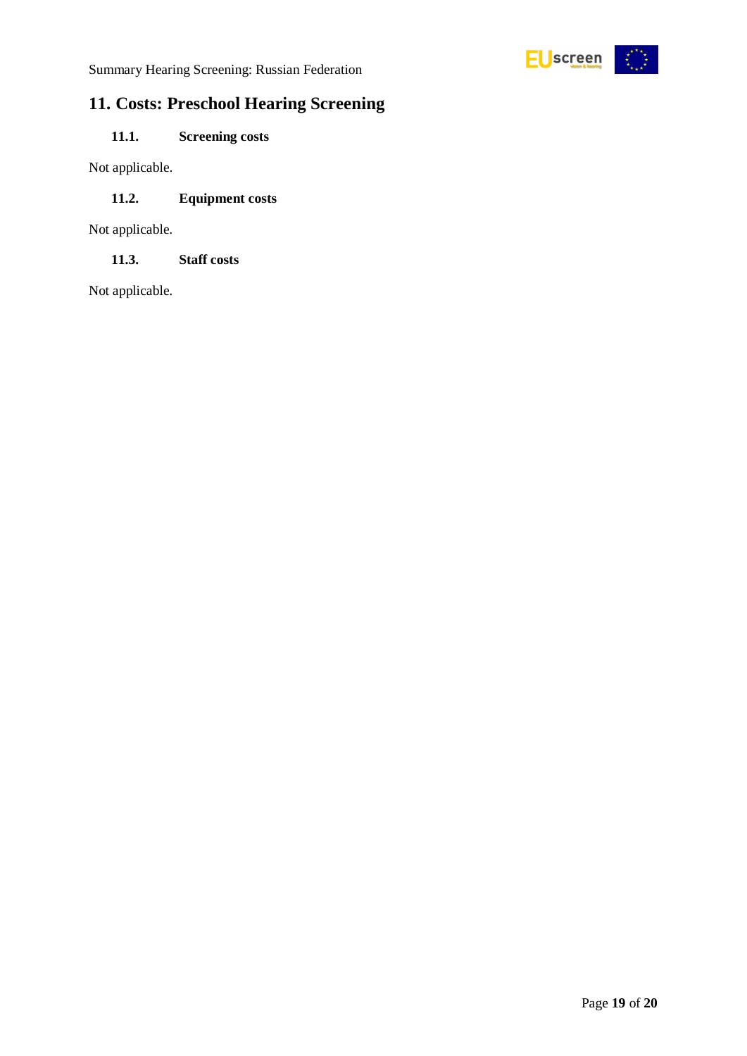## 11. Costs: Preschool Hearing Screening

### 11.1. Screening costs

Not applicable.

### 11.2. Equipment costs

Not applicable.

### 11.3. Staff costs

Not applicable.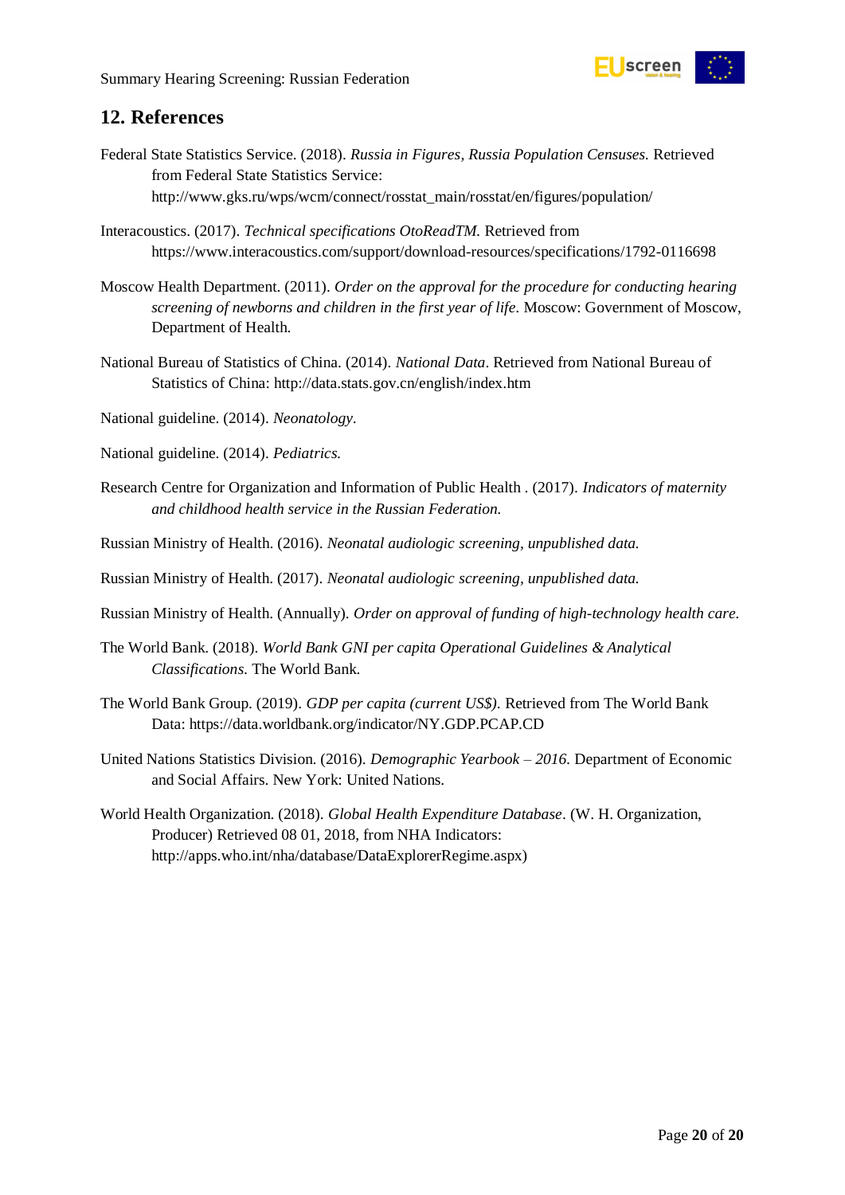## 12. References

Federal State Statistics Service. (2018). *Russia in Figures, Russia Population Censuses.* Retrieved from Federal State Statistics Service: http://www.gks.ru/wps/wcm/connect/rosstat_main/rosstat/en/figures/population/

Interacoustics. (2017). *Technical specifications OtoReadTM.* Retrieved from https://www.interacoustics.com/support/download-resources/specifications/1792-0116698

Moscow Health Department. (2011). *Order on the approval for the procedure for conducting hearing screening of newborns and children in the first year of life.* Moscow: Government of Moscow, Department of Health.

National Bureau of Statistics of China. (2014). *National Data*. Retrieved from National Bureau of Statistics of China: http://data.stats.gov.cn/english/index.htm

National guideline. (2014). *Neonatology*.

National guideline. (2014). *Pediatrics.*

Research Centre for Organization and Information of Public Health . (2017). *Indicators of maternity and childhood health service in the Russian Federation.*

Russian Ministry of Health. (2016). *Neonatal audiologic screening, unpublished data.*

Russian Ministry of Health. (2017). *Neonatal audiologic screening, unpublished data.*

Russian Ministry of Health. (Annually). *Order on approval of funding of high-technology health care.*

The World Bank. (2018). *World Bank GNI per capita Operational Guidelines & Analytical Classifications.* The World Bank.

The World Bank Group. (2019). *GDP per capita (current US$).* Retrieved from The World Bank Data: https://data.worldbank.org/indicator/NY.GDP.PCAP.CD

United Nations Statistics Division. (2016). *Demographic Yearbook – 2016.* Department of Economic and Social Affairs. New York: United Nations.

World Health Organization. (2018). *Global Health Expenditure Database*. (W. H. Organization, Producer) Retrieved 08 01, 2018, from NHA Indicators: http://apps.who.int/nha/database/DataExplorerRegime.aspx)